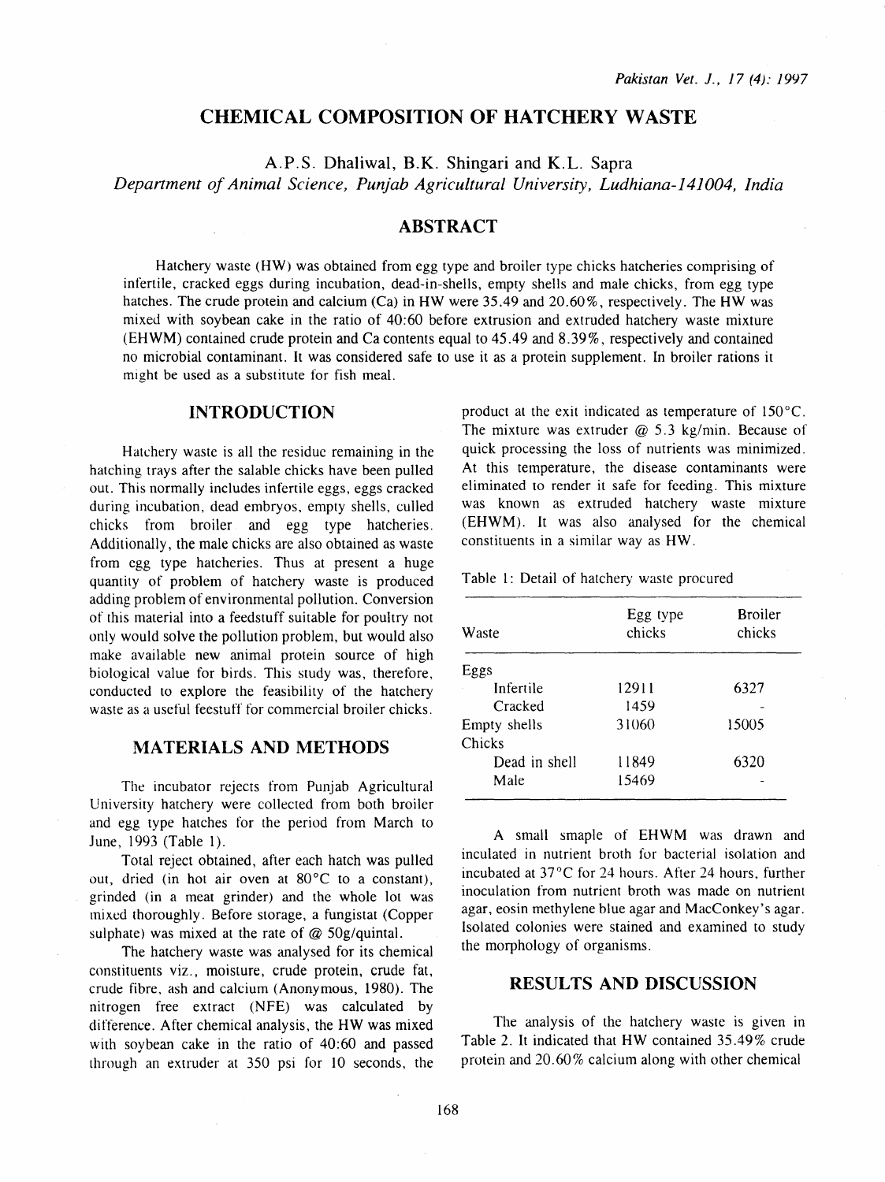# CHEMICAL COMPOSITION OF HATCHERY WASTE

A.P.S. Dhaliwal, B.K. Shingari and K.L. Sapra

*Department of Animal Science, Punjab Agricultural University, Ludhiana-141004, India*

## ABSTRACT

Hatchery waste (HW) was obtained from egg type and broiler type chicks hatcheries comprising of infertile, cracked eggs during incubation, dead-in-shells, empty shells and male chicks, from egg type hatches. The crude protein and calcium (Ca) in HW were 35.49 and 20.60%, respectively. The HW was mixed with soybean cake in the ratio of 40:60 before extrusion and extruded hatchery waste mixture (EHWM) contained crude protein and Ca contents equal to 45.49 and 8.39%, respectively and contained no microbial contaminant. It was considered safe to use it as a protein supplement. In broiler rations it might be used as a substitute for fish meal.

## INTRODUCTION

Hatchery waste is all the residue remaining in the hatching trays after the salable chicks have been pulled out. This normally includes infertile eggs, eggs cracked during incubation, dead embryos, empty shells, culled chicks from broiler and egg type hatcheries. Additionally, the male chicks are also obtained as waste from egg type hatcheries. Thus at present a huge quantity of problem of hatchery waste is produced adding problem of environmental pollution. Conversion of this material into a feedstuff suitable for poultry not only would solve the pollution problem, but would also make available new animal protein source of high biological value for birds. This study was, therefore, conducted to explore the feasibility of the hatchery waste as a useful feestuff for commercial broiler chicks.

## MATERIALS AND METHODS

The incubator rejects from Punjab Agricultural University hatchery were collected from both broiler and egg type hatches for the period from March to June, 1993 (Table 1).

Total reject obtained, after each hatch was pulled out, dried (in hot air oven at 80°C to a constant), grinded (in a meat grinder) and the whole lot was mixed thoroughly. Before storage, a fungistat (Copper sulphate) was mixed at the rate of @ 50g/quintal.

The hatchery waste was analysed for its chemical constituents viz., moisture, crude protein, crude fat, crude fibre, ash and calcium (Anonymous, 1980). The nitrogen free extract (NFE) was calculated by difference. After chemical analysis, the HW was mixed with soybean cake in the ratio of 40:60 and passed through an extruder at 350 psi for 10 seconds, the product at the exit indicated as temperature of 150°C. The mixture was extruder @ 5.3 kg/min. Because of quick processing the loss of nutrients was minimized. At this temperature, the disease contaminants were eliminated to render it safe for feeding. This mixture was known as extruded hatchery waste mixture (EHWM). It was also analysed for the chemical constituents in a similar way as HW.

Table 1: Detail of hatchery waste procured

| Waste | Egg type chicks | Broiler chicks |
|---|---|---|
| Eggs | | |
| Infertile | 12911 | 6327 |
| Cracked | 1459 | - |
| Empty shells | 31060 | 15005 |
| Chicks | | |
| Dead in shell | 11849 | 6320 |
| Male | 15469 | - |

A small smaple of EHWM was drawn and inculated in nutrient broth for bacterial isolation and incubated at 37°C for 24 hours. After 24 hours, further inoculation from nutrient broth was made on nutrient agar, eosin methylene blue agar and MacConkey's agar. Isolated colonies were stained and examined to study the morphology of organisms.

## RESULTS AND DISCUSSION

The analysis of the hatchery waste is given in Table 2. It indicated that HW contained 35.49% crude protein and 20.60% calcium along with other chemical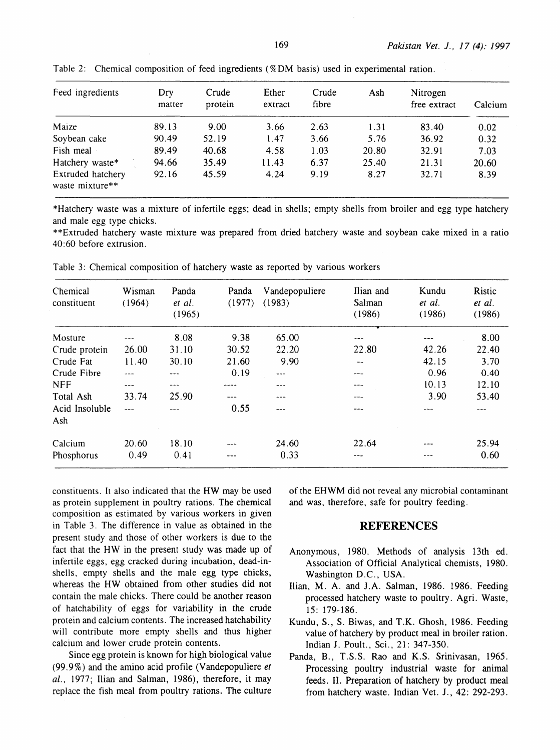Table 2: Chemical composition of feed ingredients (%DM basis) used in experimental ration.

| Feed ingredients | Dry matter | Crude protein | Ether extract | Crude fibre | Ash | Nitrogen free extract | Calcium |
|---|---|---|---|---|---|---|---|
| Maize | 89.13 | 9.00 | 3.66 | 2.63 | 1.31 | 83.40 | 0.02 |
| Soybean cake | 90.49 | 52.19 | 1.47 | 3.66 | 5.76 | 36.92 | 0.32 |
| Fish meal | 89.49 | 40.68 | 4.58 | 1.03 | 20.80 | 32.91 | 7.03 |
| Hatchery waste* | 94.66 | 35.49 | 11.43 | 6.37 | 25.40 | 21.31 | 20.60 |
| Extruded hatchery waste mixture** | 92.16 | 45.59 | 4.24 | 9.19 | 8.27 | 32.71 | 8.39 |

*Hatchery waste was a mixture of infertile eggs; dead in shells; empty shells from broiler and egg type hatchery and male egg type chicks.

**Extruded hatchery waste mixture was prepared from dried hatchery waste and soybean cake mixed in a ratio 40:60 before extrusion.

Table 3: Chemical composition of hatchery waste as reported by various workers

| Chemical constituent | Wisman (1964) | Panda *et al.* (1965) | Panda (1977) | Vandepopuliere (1983) | Ilian and Salman (1986) | Kundu *et al.* (1986) | Ristic *et al.* (1986) |
|---|---|---|---|---|---|---|---|
| Mosture | --- | 8.08 | 9.38 | 65.00 | --- | --- | 8.00 |
| Crude protein | 26.00 | 31.10 | 30.52 | 22.20 | 22.80 | 42.26 | 22.40 |
| Crude Fat | 11.40 | 30.10 | 21.60 | 9.90 | -- | 42.15 | 3.70 |
| Crude Fibre | --- | --- | 0.19 | --- | --- | 0.96 | 0.40 |
| NFF | --- | --- | ---- | --- | --- | 10.13 | 12.10 |
| Total Ash | 33.74 | 25.90 | --- | --- | --- | 3.90 | 53.40 |
| Acid Insoluble Ash | --- | --- | 0.55 | --- | --- | --- | --- |
| Calcium | 20.60 | 18.10 | --- | 24.60 | 22.64 | --- | 25.94 |
| Phosphorus | 0.49 | 0.41 | --- | 0.33 | --- | --- | 0.60 |

constituents. It also indicated that the HW may be used as protein supplement in poultry rations. The chemical composition as estimated by various workers in given in Table 3. The difference in value as obtained in the present study and those of other workers is due to the fact that the HW in the present study was made up of infertile eggs, egg cracked during incubation, dead-in-shells, empty shells and the male egg type chicks, whereas the HW obtained from other studies did not contain the male chicks. There could be another reason of hatchability of eggs for variability in the crude protein and calcium contents. The increased hatchability will contribute more empty shells and thus higher calcium and lower crude protein contents.

Since egg protein is known for high biological value (99.9%) and the amino acid profile (Vandepopuliere *et al.*, 1977; Ilian and Salman, 1986), therefore, it may replace the fish meal from poultry rations. The culture of the EHWM did not reveal any microbial contaminant and was, therefore, safe for poultry feeding.

## REFERENCES

Anonymous, 1980. Methods of analysis 13th ed. Association of Official Analytical chemists, 1980. Washington D.C., USA.

Ilian, M. A. and J.A. Salman, 1986. 1986. Feeding processed hatchery waste to poultry. Agri. Waste, 15: 179-186.

Kundu, S., S. Biwas, and T.K. Ghosh, 1986. Feeding value of hatchery by product meal in broiler ration. Indian J. Poult., Sci., 21: 347-350.

Panda, B., T.S.S. Rao and K.S. Srinivasan, 1965. Processing poultry industrial waste for animal feeds. II. Preparation of hatchery by product meal from hatchery waste. Indian Vet. J., 42: 292-293.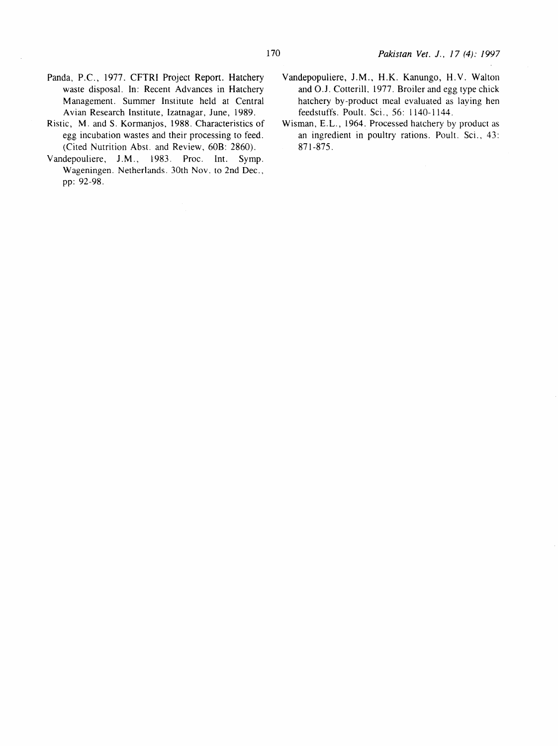Panda, P.C., 1977. CFTRI Project Report. Hatchery waste disposal. In: Recent Advances in Hatchery Management. Summer Institute held at Central Avian Research Institute, Izatnagar, June, 1989.

Ristic, M. and S. Kormanjos, 1988. Characteristics of egg incubation wastes and their processing to feed. (Cited Nutrition Abst. and Review, 60B: 2860).

Vandepouliere, J.M., 1983. Proc. Int. Symp. Wageningen. Netherlands. 30th Nov. to 2nd Dec., pp: 92-98.

Vandepopuliere, J.M., H.K. Kanungo, H.V. Walton and O.J. Cotterill, 1977. Broiler and egg type chick hatchery by-product meal evaluated as laying hen feedstuffs. Poult. Sci., 56: 1140-1144.

Wisman, E.L., 1964. Processed hatchery by product as an ingredient in poultry rations. Poult. Sci., 43: 871-875.